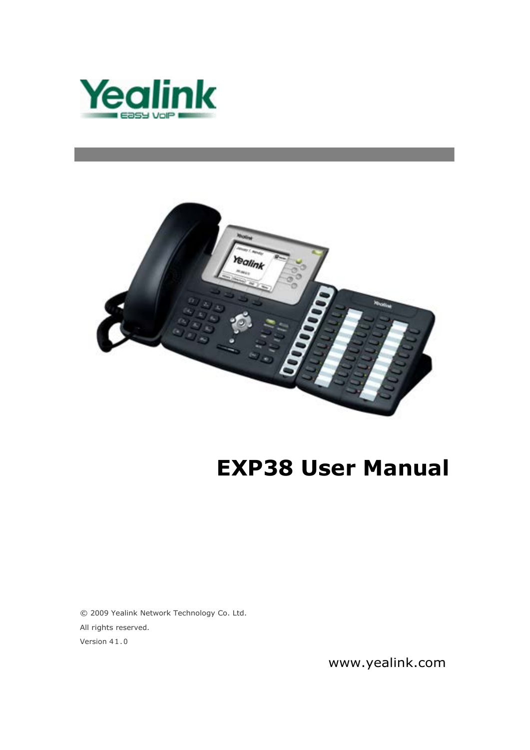# EXP38 User Manual

© 2009 Yealink Network Technology Co. Ltd.

All rights reserved.

Version 41.0

www.yealink.com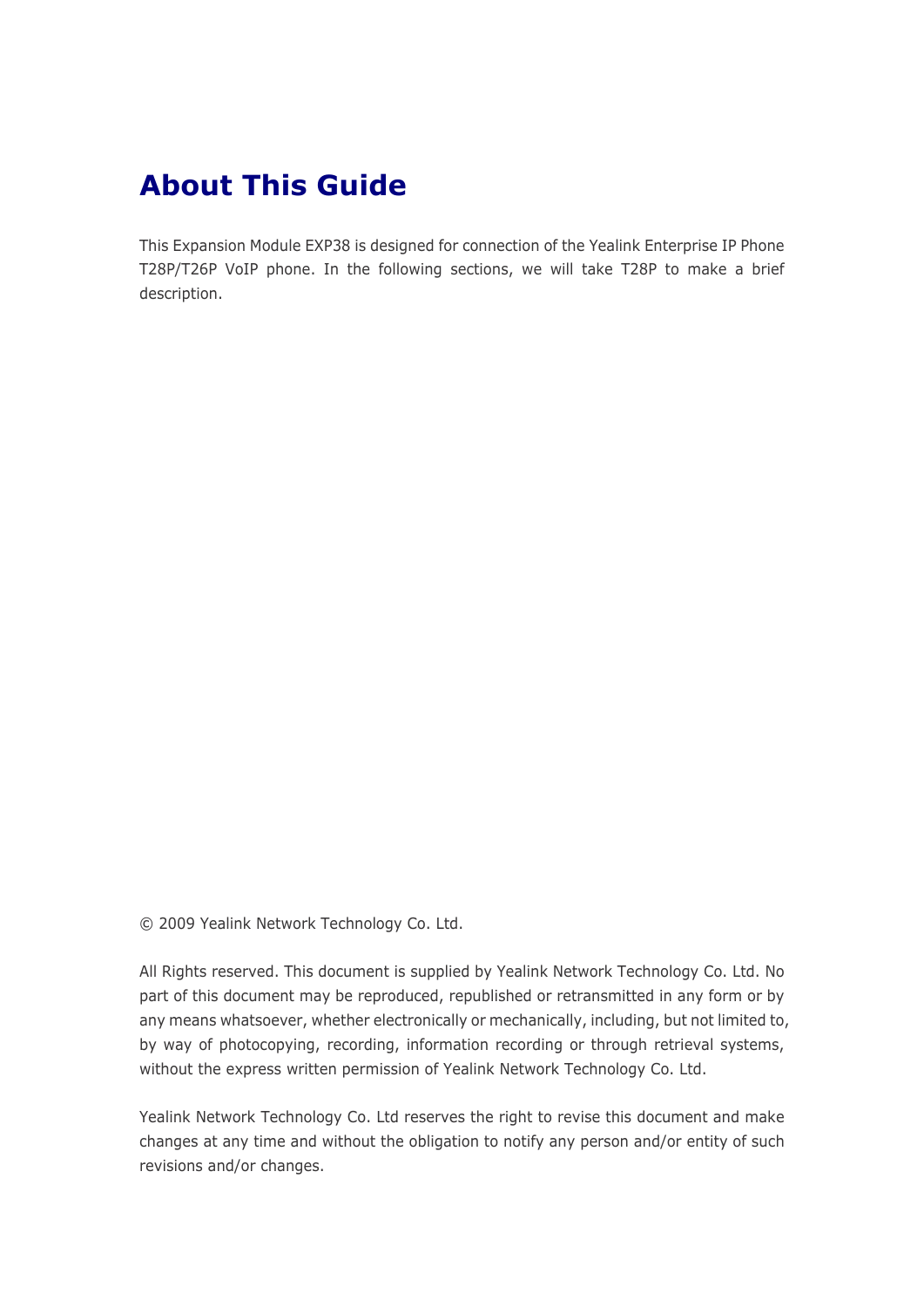# About This Guide

This Expansion Module EXP38 is designed for connection of the Yealink Enterprise IP Phone T28P/T26P VoIP phone. In the following sections, we will take T28P to make a brief description.

© 2009 Yealink Network Technology Co. Ltd.

All Rights reserved. This document is supplied by Yealink Network Technology Co. Ltd. No part of this document may be reproduced, republished or retransmitted in any form or by any means whatsoever, whether electronically or mechanically, including, but not limited to, by way of photocopying, recording, information recording or through retrieval systems, without the express written permission of Yealink Network Technology Co. Ltd.

Yealink Network Technology Co. Ltd reserves the right to revise this document and make changes at any time and without the obligation to notify any person and/or entity of such revisions and/or changes.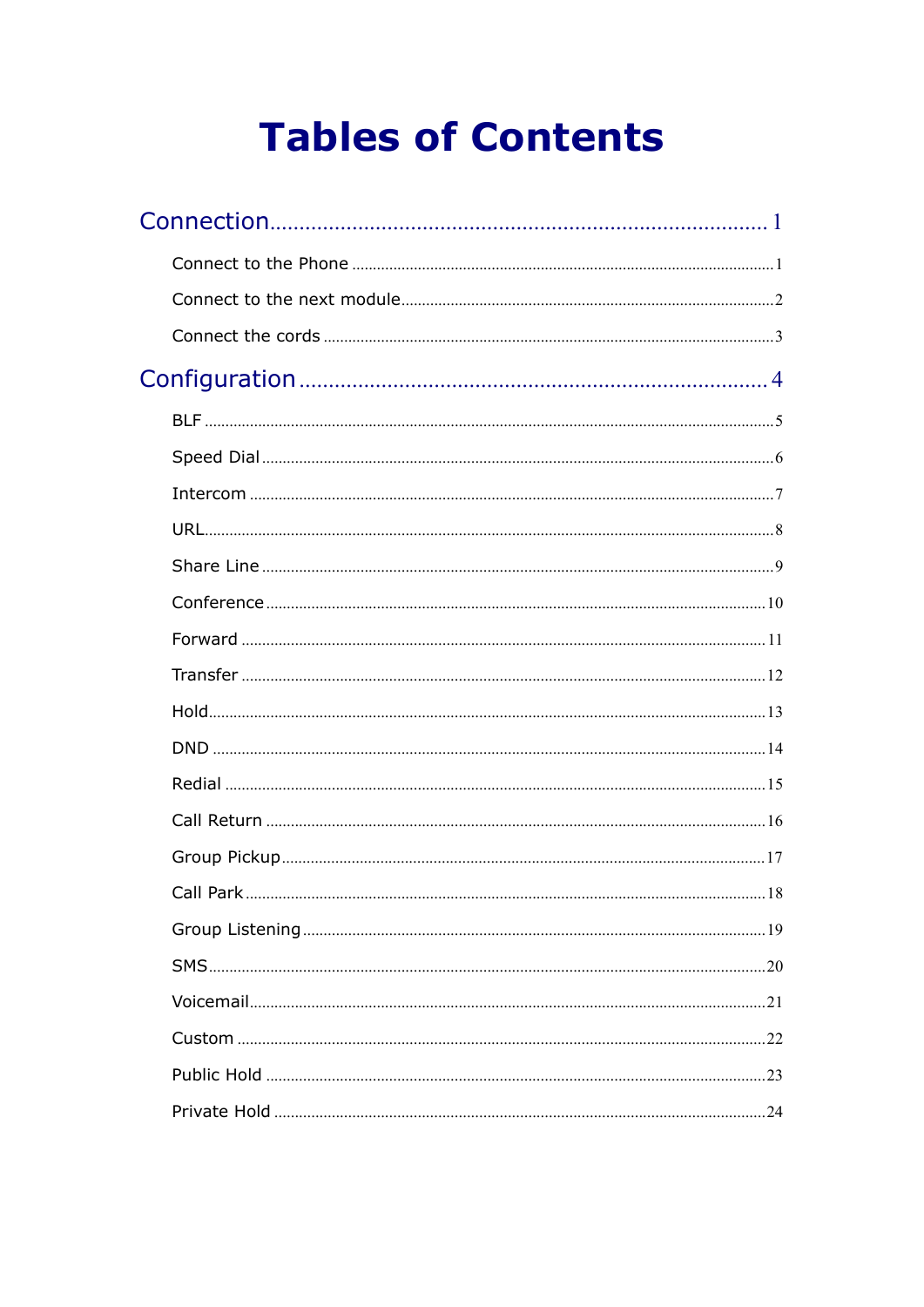# Tables of Contents

Connection ........................................................................................ 1

- Connect to the Phone ........................................................................ 1
- Connect to the next module ............................................................. 2
- Connect the cords ............................................................................ 3

Configuration ...................................................................................... 4

- BLF ................................................................................................. 5
- Speed Dial ....................................................................................... 6
- Intercom .......................................................................................... 7
- URL ................................................................................................. 8
- Share Line ....................................................................................... 9
- Conference ...................................................................................... 10
- Forward ........................................................................................... 11
- Transfer .......................................................................................... 12
- Hold ................................................................................................ 13
- DND ................................................................................................ 14
- Redial ............................................................................................. 15
- Call Return ..................................................................................... 16
- Group Pickup .................................................................................. 17
- Call Park ......................................................................................... 18
- Group Listening .............................................................................. 19
- SMS ................................................................................................ 20
- Voicemail ........................................................................................ 21
- Custom ........................................................................................... 22
- Public Hold ...................................................................................... 23
- Private Hold ..................................................................................... 24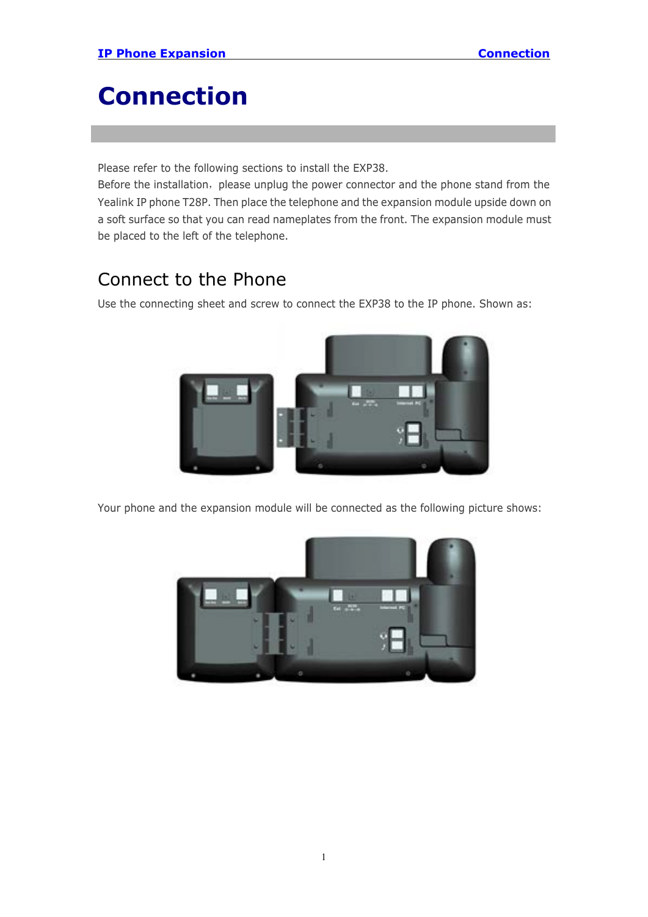# Connection

Please refer to the following sections to install the EXP38.

Before the installation，please unplug the power connector and the phone stand from the Yealink IP phone T28P. Then place the telephone and the expansion module upside down on a soft surface so that you can read nameplates from the front. The expansion module must be placed to the left of the telephone.

## Connect to the Phone

Use the connecting sheet and screw to connect the EXP38 to the IP phone. Shown as:

Your phone and the expansion module will be connected as the following picture shows: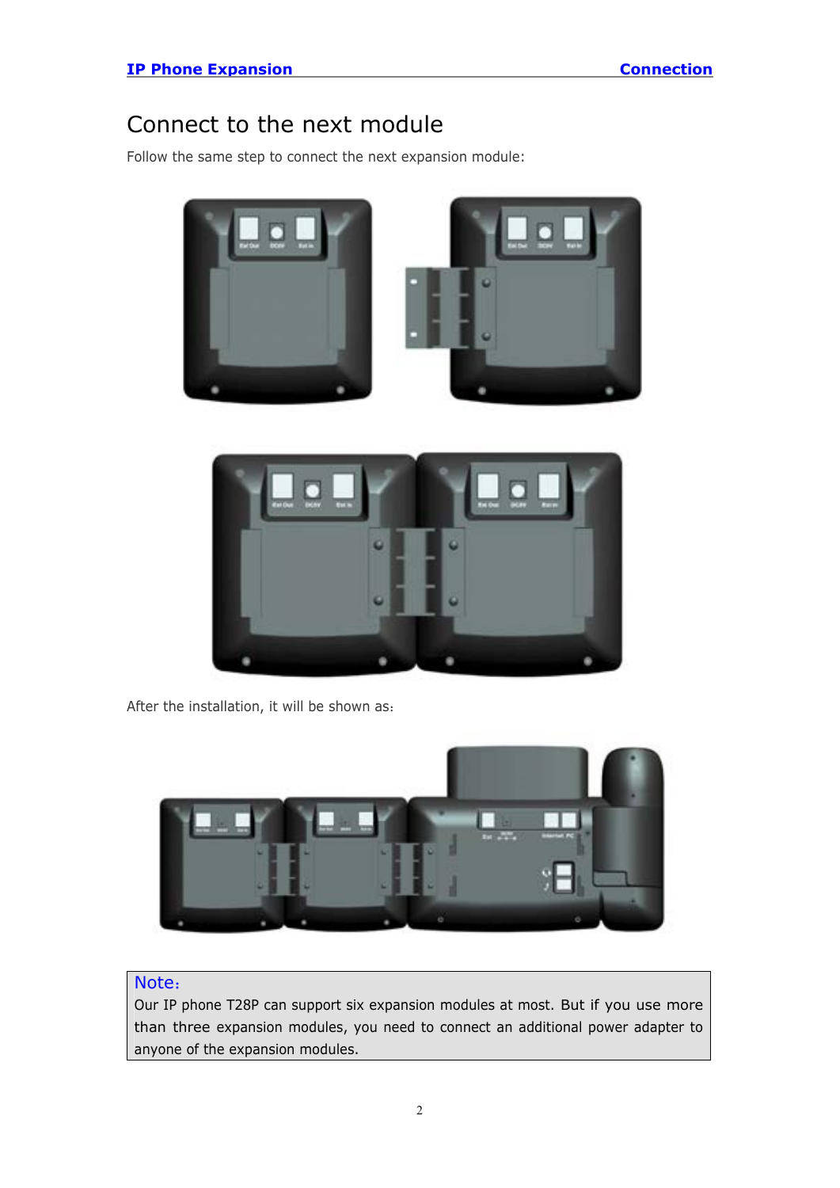# Connect to the next module

Follow the same step to connect the next expansion module:

After the installation, it will be shown as:

> **Note:**
> Our IP phone T28P can support six expansion modules at most. But if you use more than three expansion modules, you need to connect an additional power adapter to anyone of the expansion modules.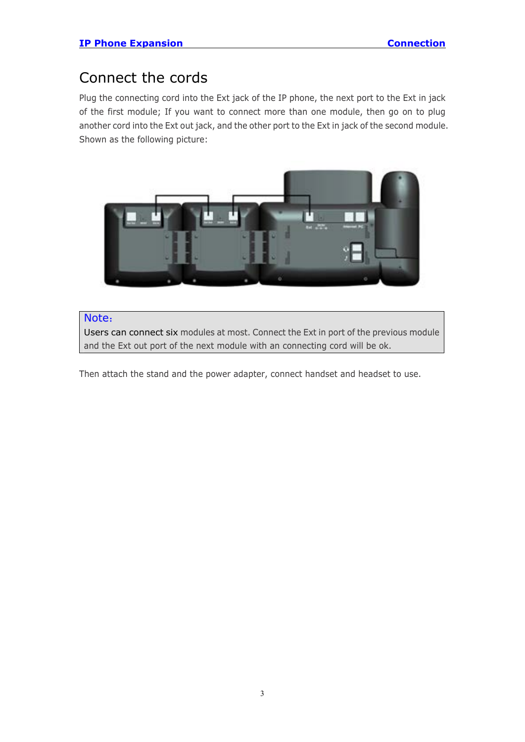# Connect the cords

Plug the connecting cord into the Ext jack of the IP phone, the next port to the Ext in jack of the first module; If you want to connect more than one module, then go on to plug another cord into the Ext out jack, and the other port to the Ext in jack of the second module. Shown as the following picture:

> **Note:**
> Users can connect six modules at most. Connect the Ext in port of the previous module and the Ext out port of the next module with an connecting cord will be ok.

Then attach the stand and the power adapter, connect handset and headset to use.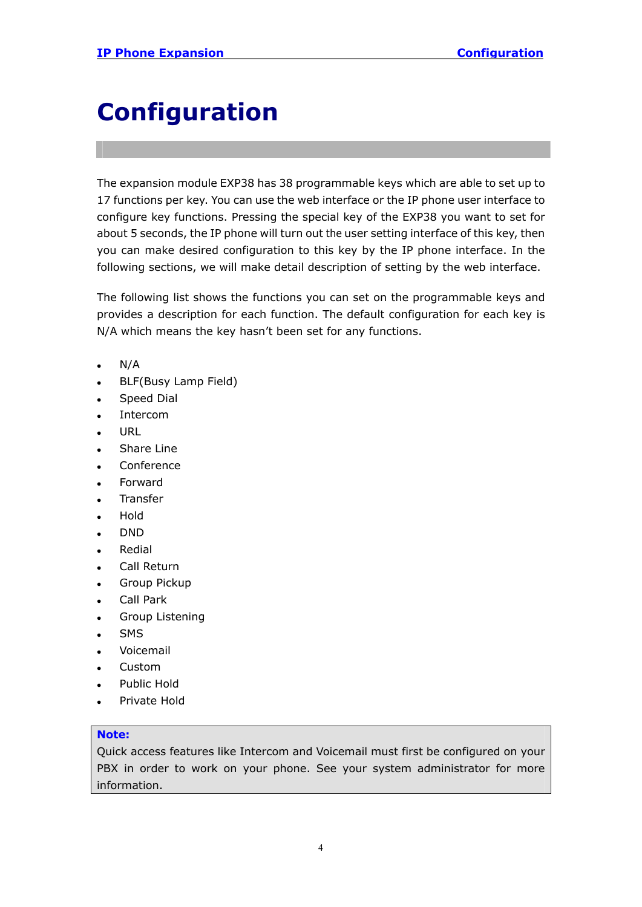# Configuration

The expansion module EXP38 has 38 programmable keys which are able to set up to 17 functions per key. You can use the web interface or the IP phone user interface to configure key functions. Pressing the special key of the EXP38 you want to set for about 5 seconds, the IP phone will turn out the user setting interface of this key, then you can make desired configuration to this key by the IP phone interface. In the following sections, we will make detail description of setting by the web interface.

The following list shows the functions you can set on the programmable keys and provides a description for each function. The default configuration for each key is N/A which means the key hasn't been set for any functions.

- N/A
- BLF(Busy Lamp Field)
- Speed Dial
- Intercom
- URL
- Share Line
- Conference
- Forward
- Transfer
- Hold
- DND
- Redial
- Call Return
- Group Pickup
- Call Park
- Group Listening
- SMS
- Voicemail
- Custom
- Public Hold
- Private Hold

**Note:**
Quick access features like Intercom and Voicemail must first be configured on your PBX in order to work on your phone. See your system administrator for more information.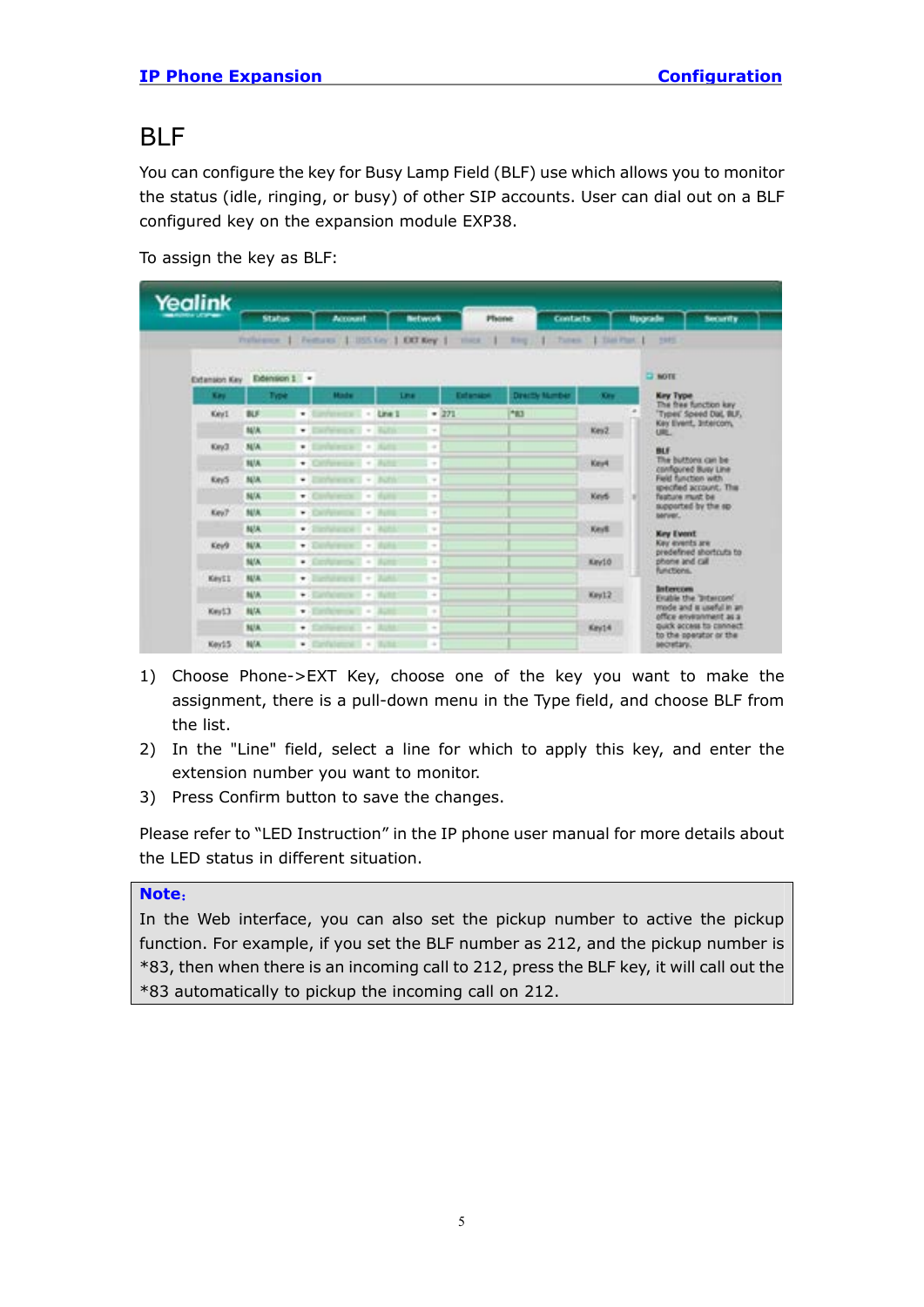# BLF

You can configure the key for Busy Lamp Field (BLF) use which allows you to monitor the status (idle, ringing, or busy) of other SIP accounts. User can dial out on a BLF configured key on the expansion module EXP38.

To assign the key as BLF:

1) Choose Phone->EXT Key, choose one of the key you want to make the assignment, there is a pull-down menu in the Type field, and choose BLF from the list.
2) In the "Line" field, select a line for which to apply this key, and enter the extension number you want to monitor.
3) Press Confirm button to save the changes.

Please refer to "LED Instruction" in the IP phone user manual for more details about the LED status in different situation.

**Note:**

In the Web interface, you can also set the pickup number to active the pickup function. For example, if you set the BLF number as 212, and the pickup number is *83, then when there is an incoming call to 212, press the BLF key, it will call out the *83 automatically to pickup the incoming call on 212.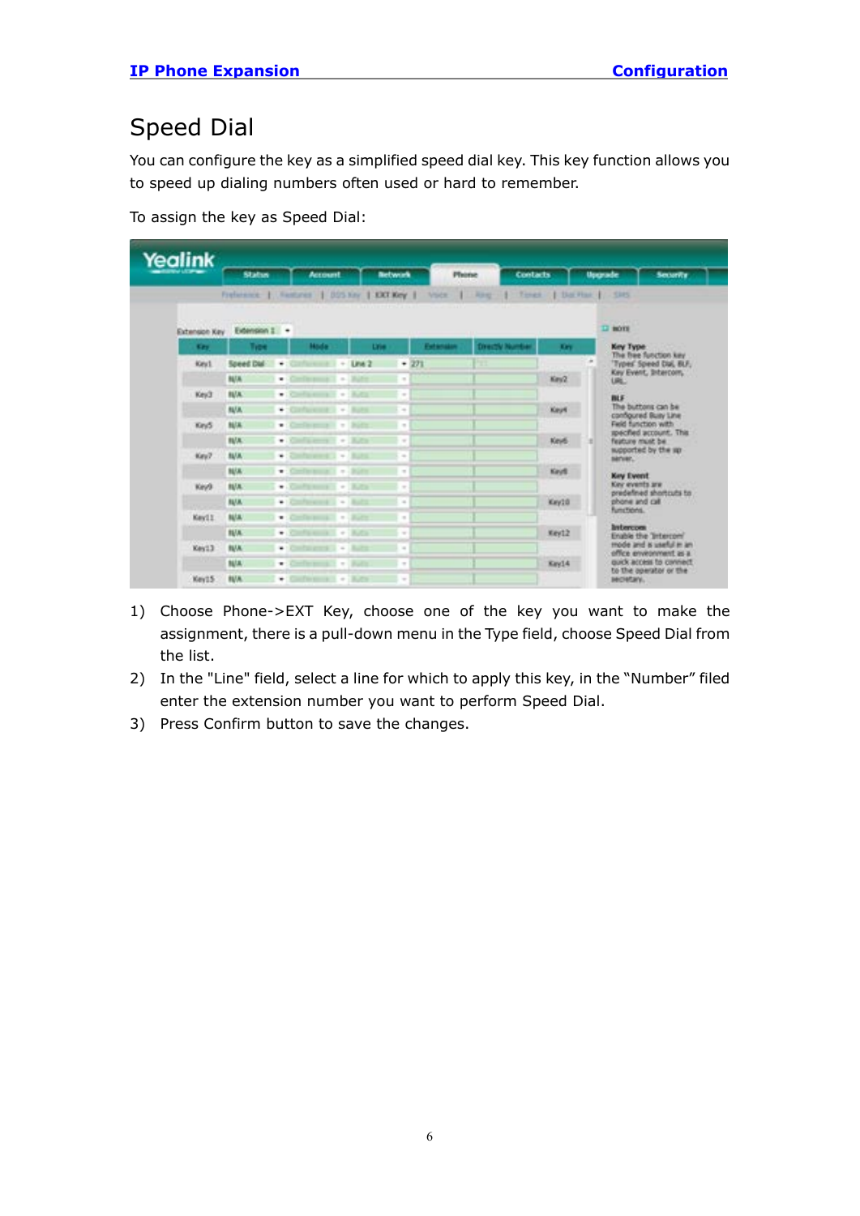# Speed Dial

You can configure the key as a simplified speed dial key. This key function allows you to speed up dialing numbers often used or hard to remember.

To assign the key as Speed Dial:

1) Choose Phone->EXT Key, choose one of the key you want to make the assignment, there is a pull-down menu in the Type field, choose Speed Dial from the list.
2) In the "Line" field, select a line for which to apply this key, in the "Number" filed enter the extension number you want to perform Speed Dial.
3) Press Confirm button to save the changes.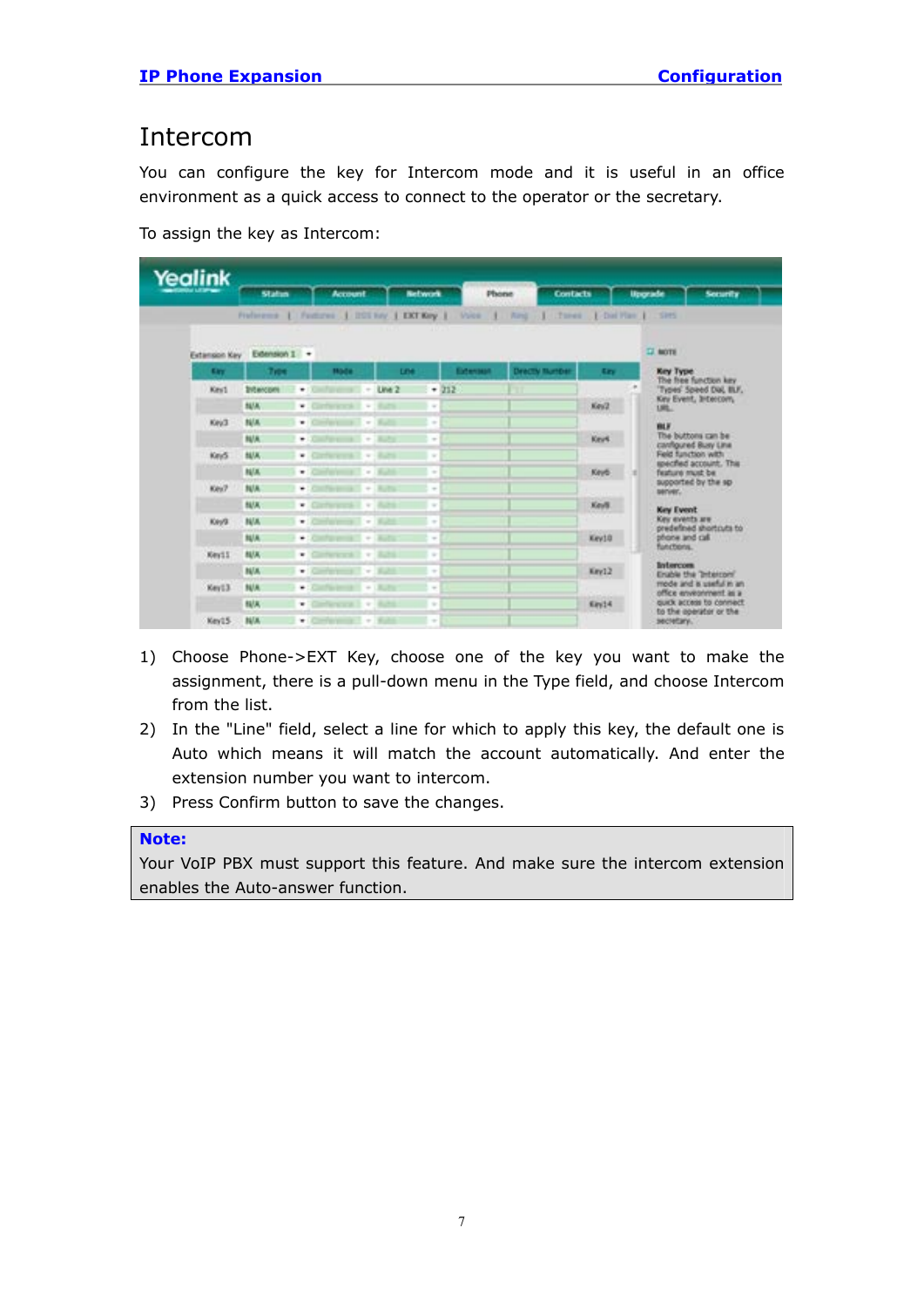# Intercom

You can configure the key for Intercom mode and it is useful in an office environment as a quick access to connect to the operator or the secretary.

To assign the key as Intercom:

1) Choose Phone->EXT Key, choose one of the key you want to make the assignment, there is a pull-down menu in the Type field, and choose Intercom from the list.
2) In the "Line" field, select a line for which to apply this key, the default one is Auto which means it will match the account automatically. And enter the extension number you want to intercom.
3) Press Confirm button to save the changes.

**Note:**
Your VoIP PBX must support this feature. And make sure the intercom extension enables the Auto-answer function.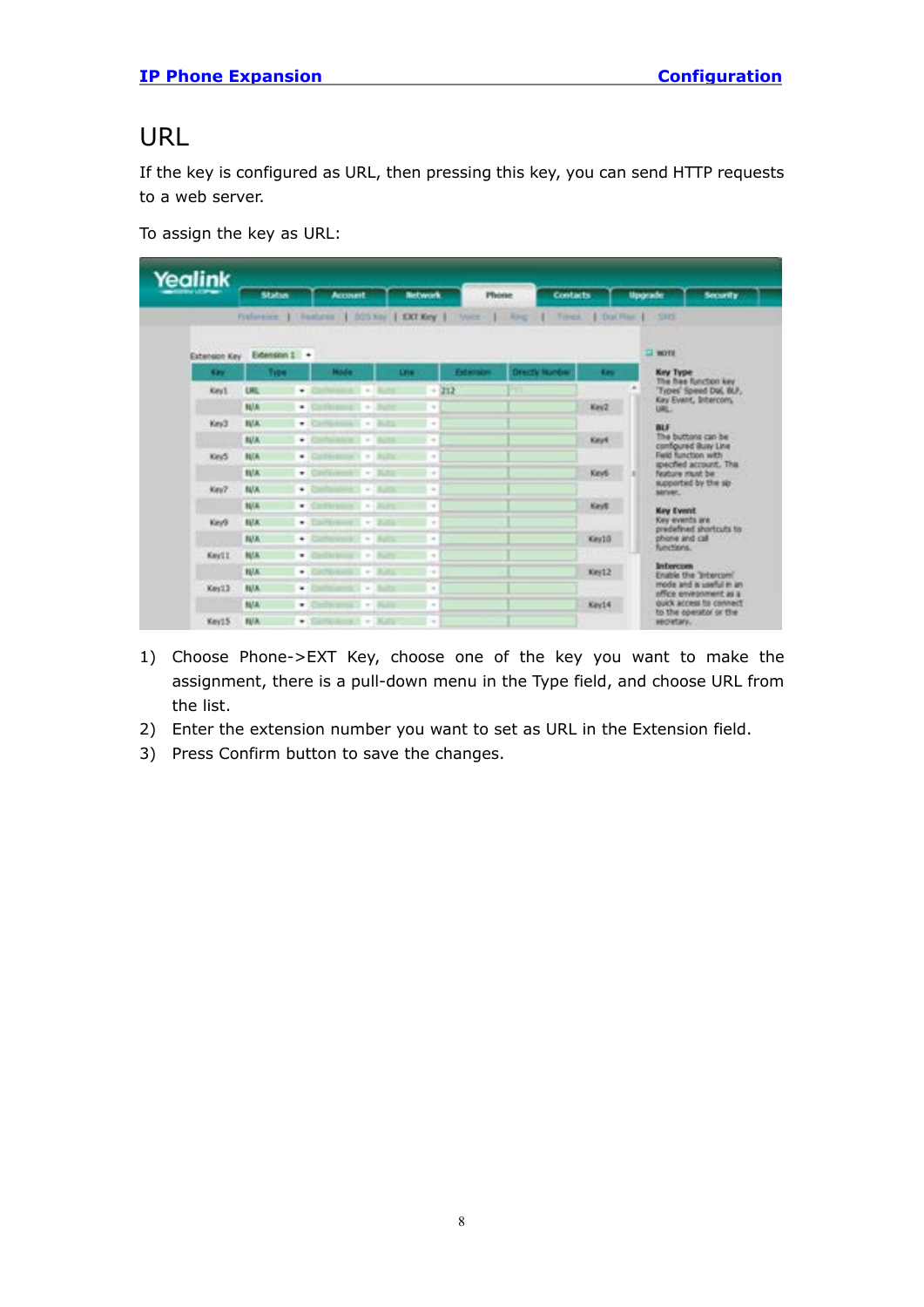# URL

If the key is configured as URL, then pressing this key, you can send HTTP requests to a web server.

To assign the key as URL:

1) Choose Phone->EXT Key, choose one of the key you want to make the assignment, there is a pull-down menu in the Type field, and choose URL from the list.
2) Enter the extension number you want to set as URL in the Extension field.
3) Press Confirm button to save the changes.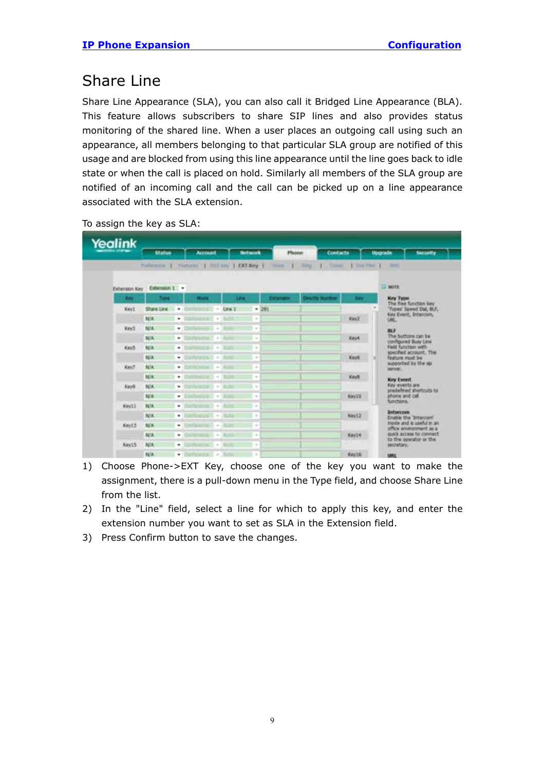# Share Line

Share Line Appearance (SLA), you can also call it Bridged Line Appearance (BLA). This feature allows subscribers to share SIP lines and also provides status monitoring of the shared line. When a user places an outgoing call using such an appearance, all members belonging to that particular SLA group are notified of this usage and are blocked from using this line appearance until the line goes back to idle state or when the call is placed on hold. Similarly all members of the SLA group are notified of an incoming call and the call can be picked up on a line appearance associated with the SLA extension.

To assign the key as SLA:

1) Choose Phone->EXT Key, choose one of the key you want to make the assignment, there is a pull-down menu in the Type field, and choose Share Line from the list.
2) In the "Line" field, select a line for which to apply this key, and enter the extension number you want to set as SLA in the Extension field.
3) Press Confirm button to save the changes.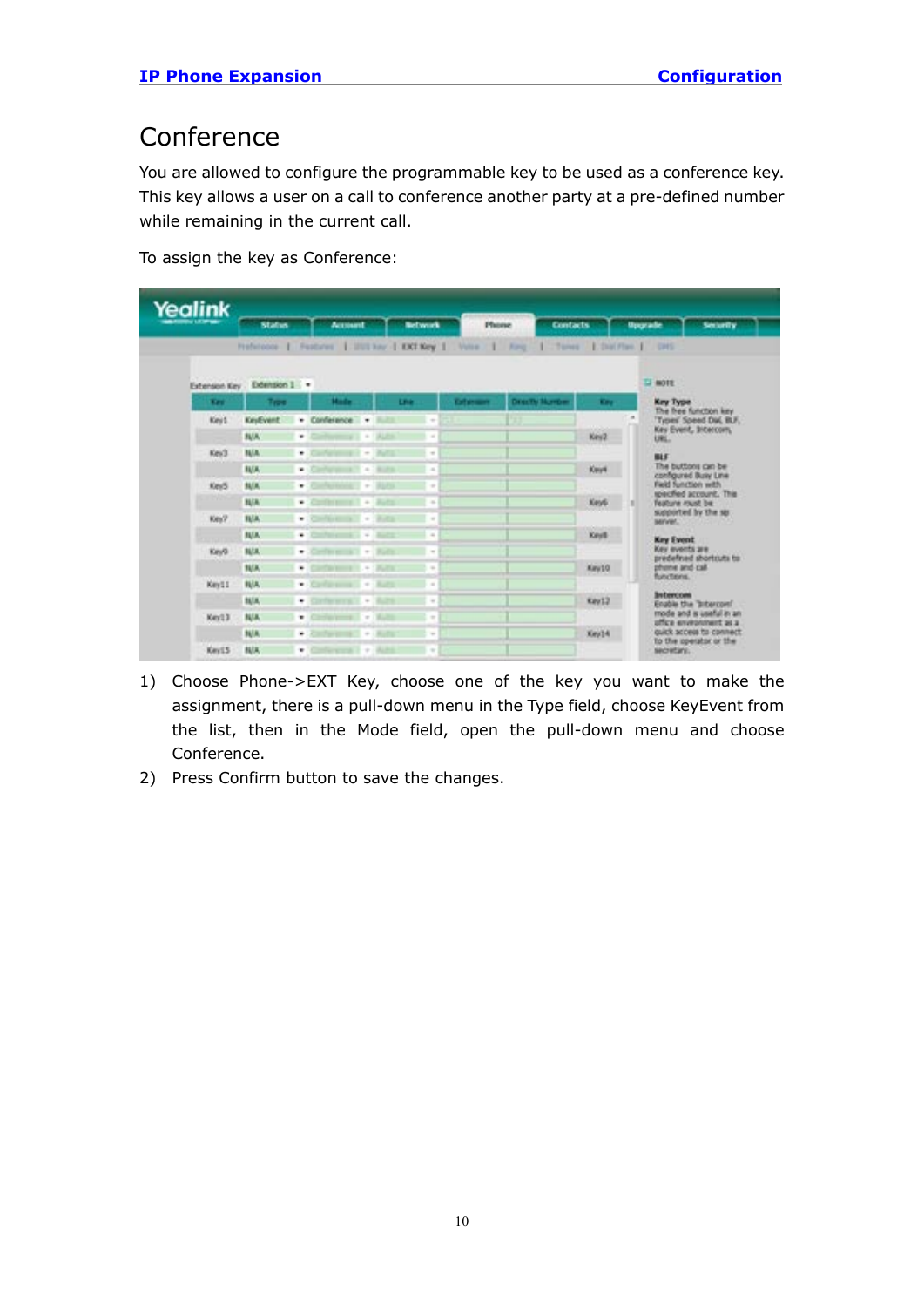# Conference

You are allowed to configure the programmable key to be used as a conference key. This key allows a user on a call to conference another party at a pre-defined number while remaining in the current call.

To assign the key as Conference:

1) Choose Phone->EXT Key, choose one of the key you want to make the assignment, there is a pull-down menu in the Type field, choose KeyEvent from the list, then in the Mode field, open the pull-down menu and choose Conference.
2) Press Confirm button to save the changes.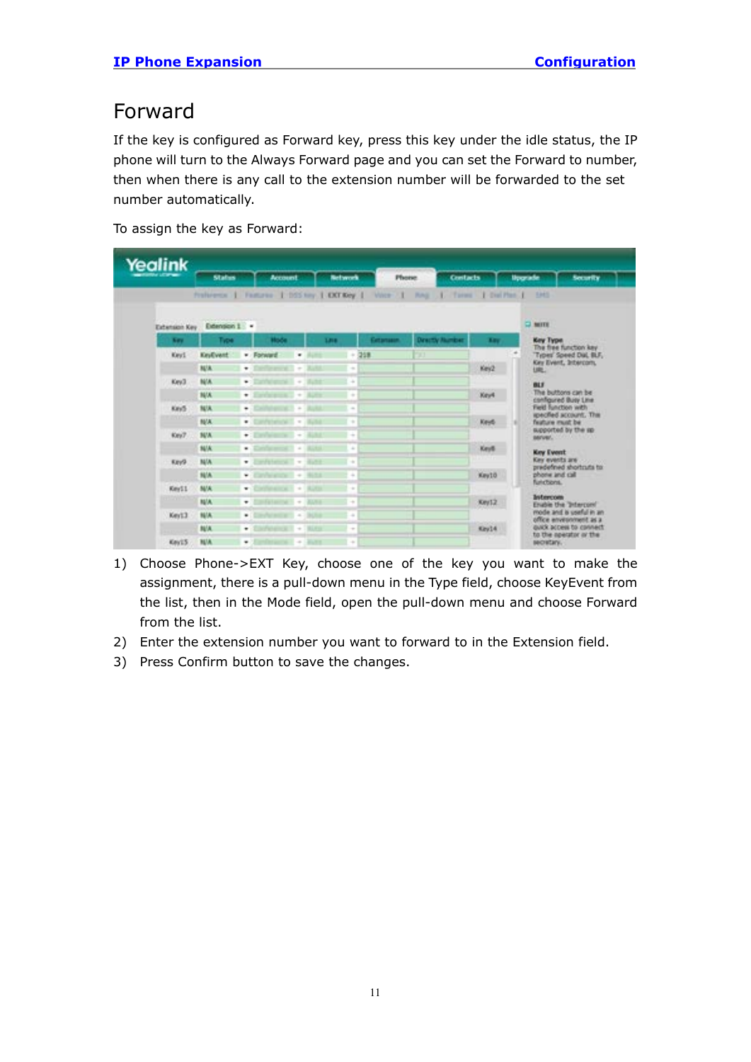# Forward

If the key is configured as Forward key, press this key under the idle status, the IP phone will turn to the Always Forward page and you can set the Forward to number, then when there is any call to the extension number will be forwarded to the set number automatically.

To assign the key as Forward:

1) Choose Phone->EXT Key, choose one of the key you want to make the assignment, there is a pull-down menu in the Type field, choose KeyEvent from the list, then in the Mode field, open the pull-down menu and choose Forward from the list.
2) Enter the extension number you want to forward to in the Extension field.
3) Press Confirm button to save the changes.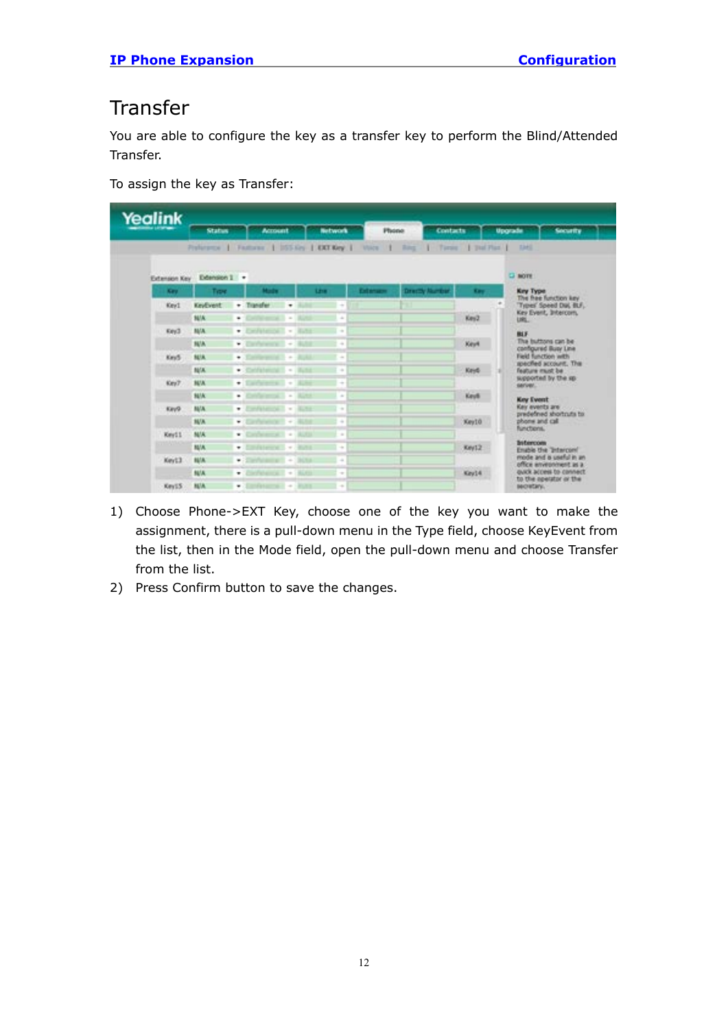# Transfer

You are able to configure the key as a transfer key to perform the Blind/Attended Transfer.

To assign the key as Transfer:

1) Choose Phone->EXT Key, choose one of the key you want to make the assignment, there is a pull-down menu in the Type field, choose KeyEvent from the list, then in the Mode field, open the pull-down menu and choose Transfer from the list.
2) Press Confirm button to save the changes.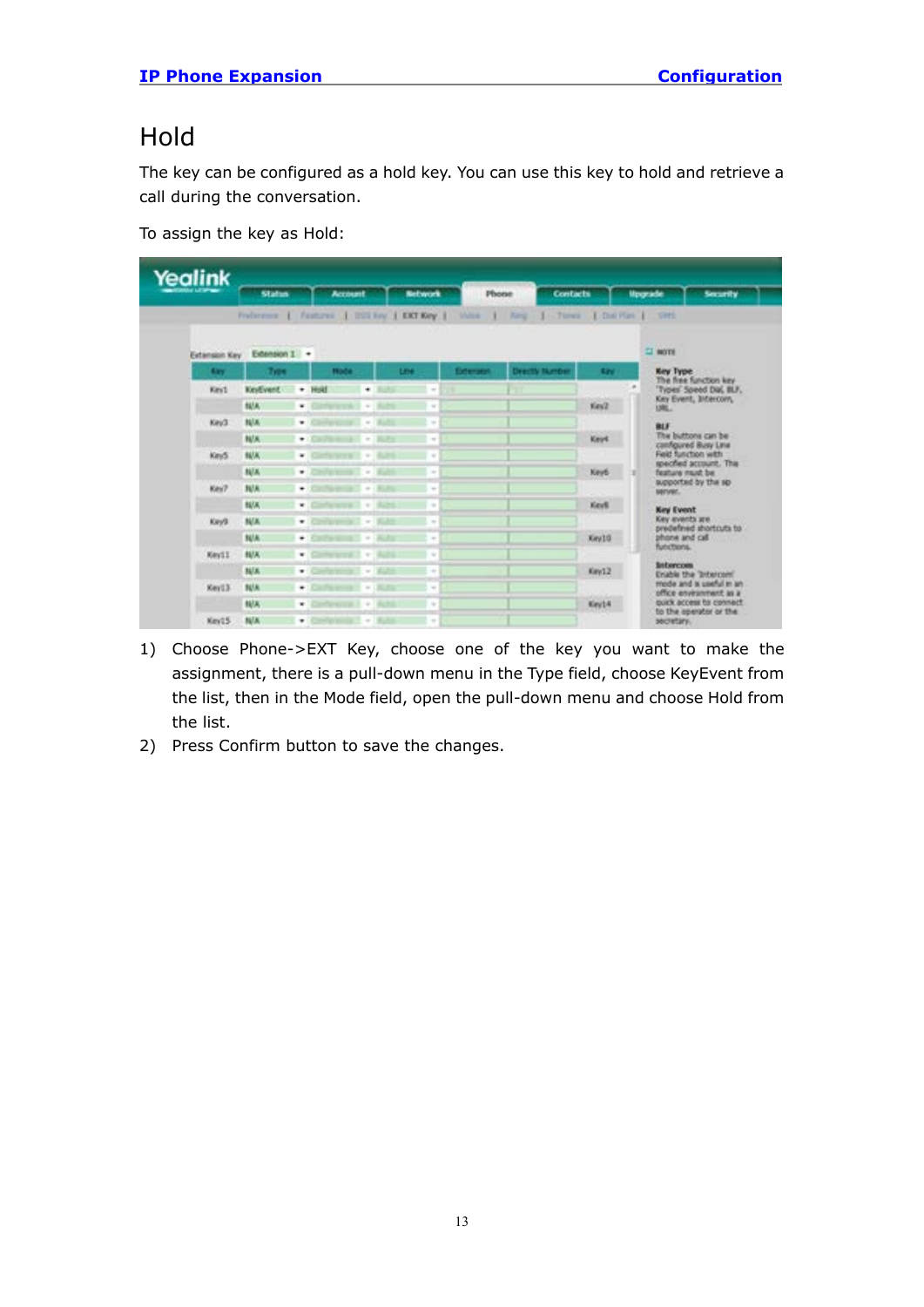# Hold

The key can be configured as a hold key. You can use this key to hold and retrieve a call during the conversation.

To assign the key as Hold:

1) Choose Phone->EXT Key, choose one of the key you want to make the assignment, there is a pull-down menu in the Type field, choose KeyEvent from the list, then in the Mode field, open the pull-down menu and choose Hold from the list.
2) Press Confirm button to save the changes.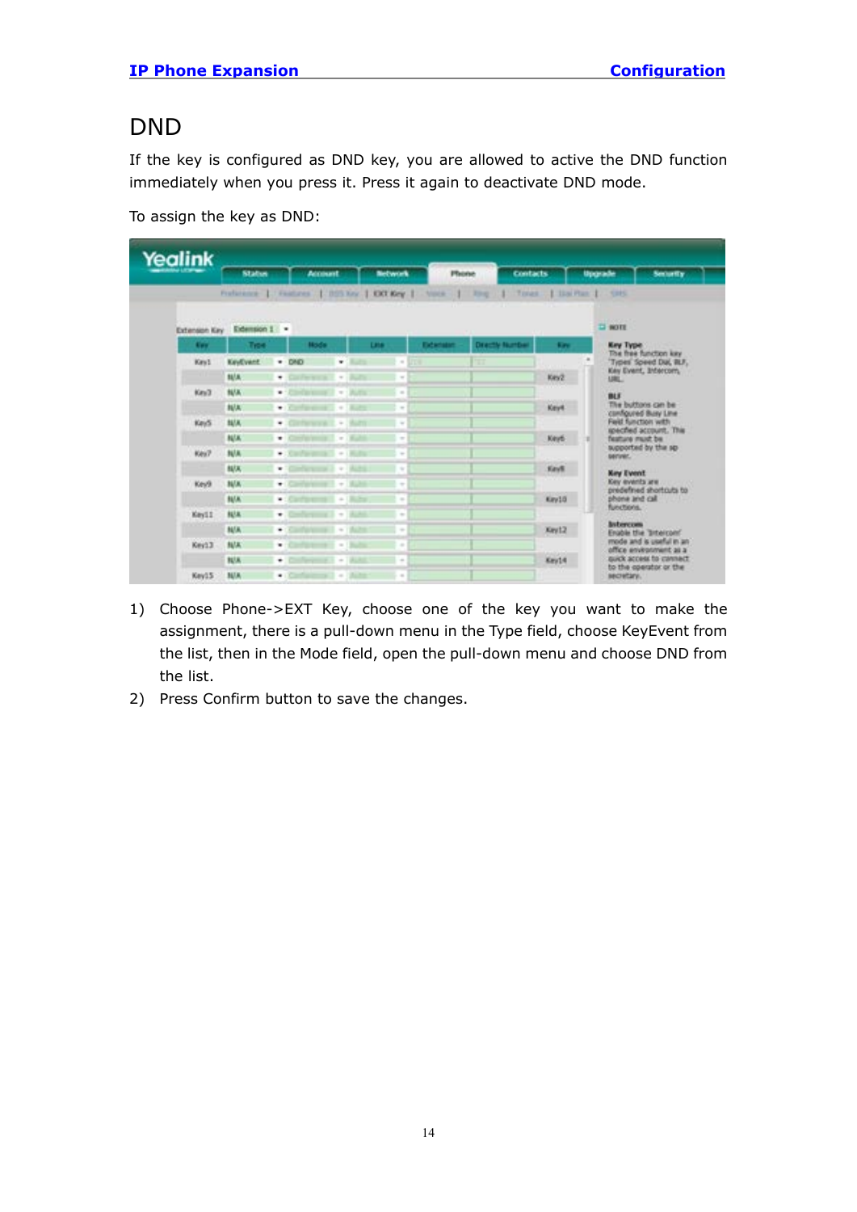# DND

If the key is configured as DND key, you are allowed to active the DND function immediately when you press it. Press it again to deactivate DND mode.

To assign the key as DND:

1) Choose Phone->EXT Key, choose one of the key you want to make the assignment, there is a pull-down menu in the Type field, choose KeyEvent from the list, then in the Mode field, open the pull-down menu and choose DND from the list.
2) Press Confirm button to save the changes.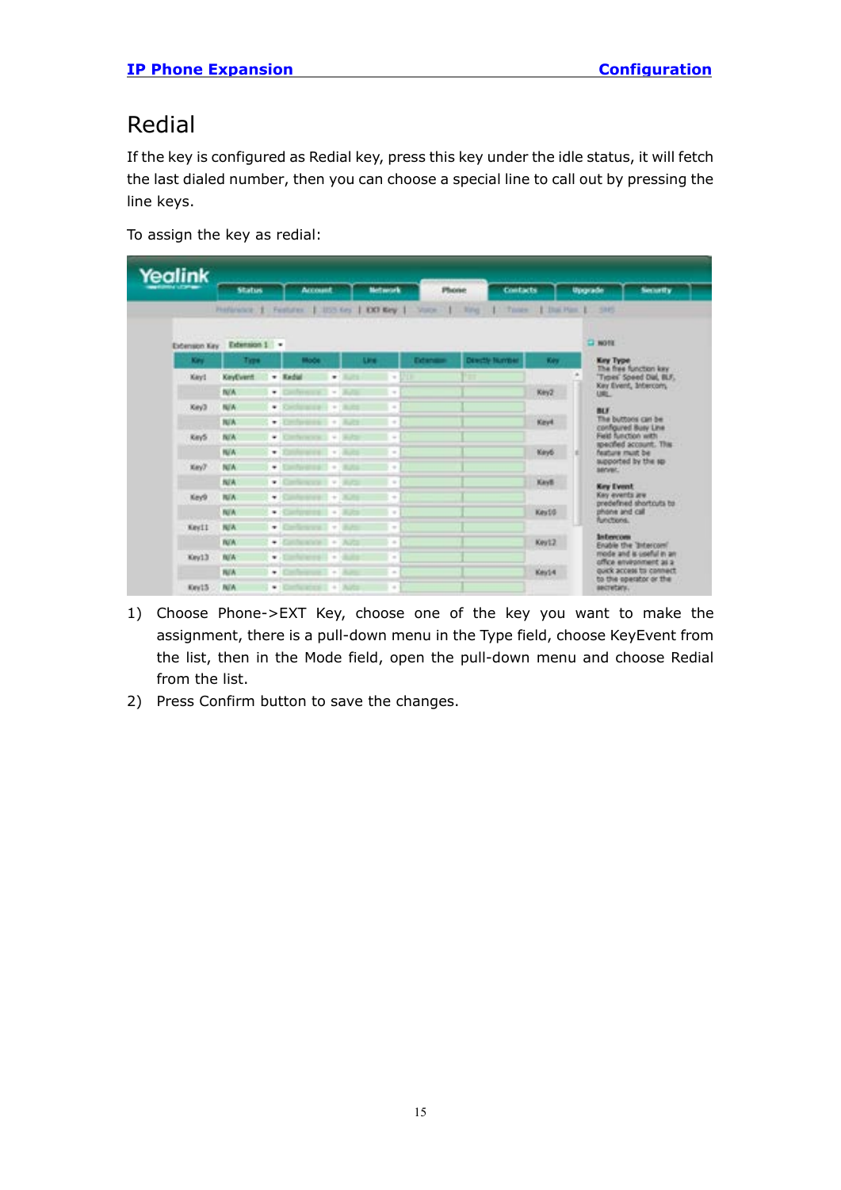# Redial

If the key is configured as Redial key, press this key under the idle status, it will fetch the last dialed number, then you can choose a special line to call out by pressing the line keys.

To assign the key as redial:

1) Choose Phone->EXT Key, choose one of the key you want to make the assignment, there is a pull-down menu in the Type field, choose KeyEvent from the list, then in the Mode field, open the pull-down menu and choose Redial from the list.
2) Press Confirm button to save the changes.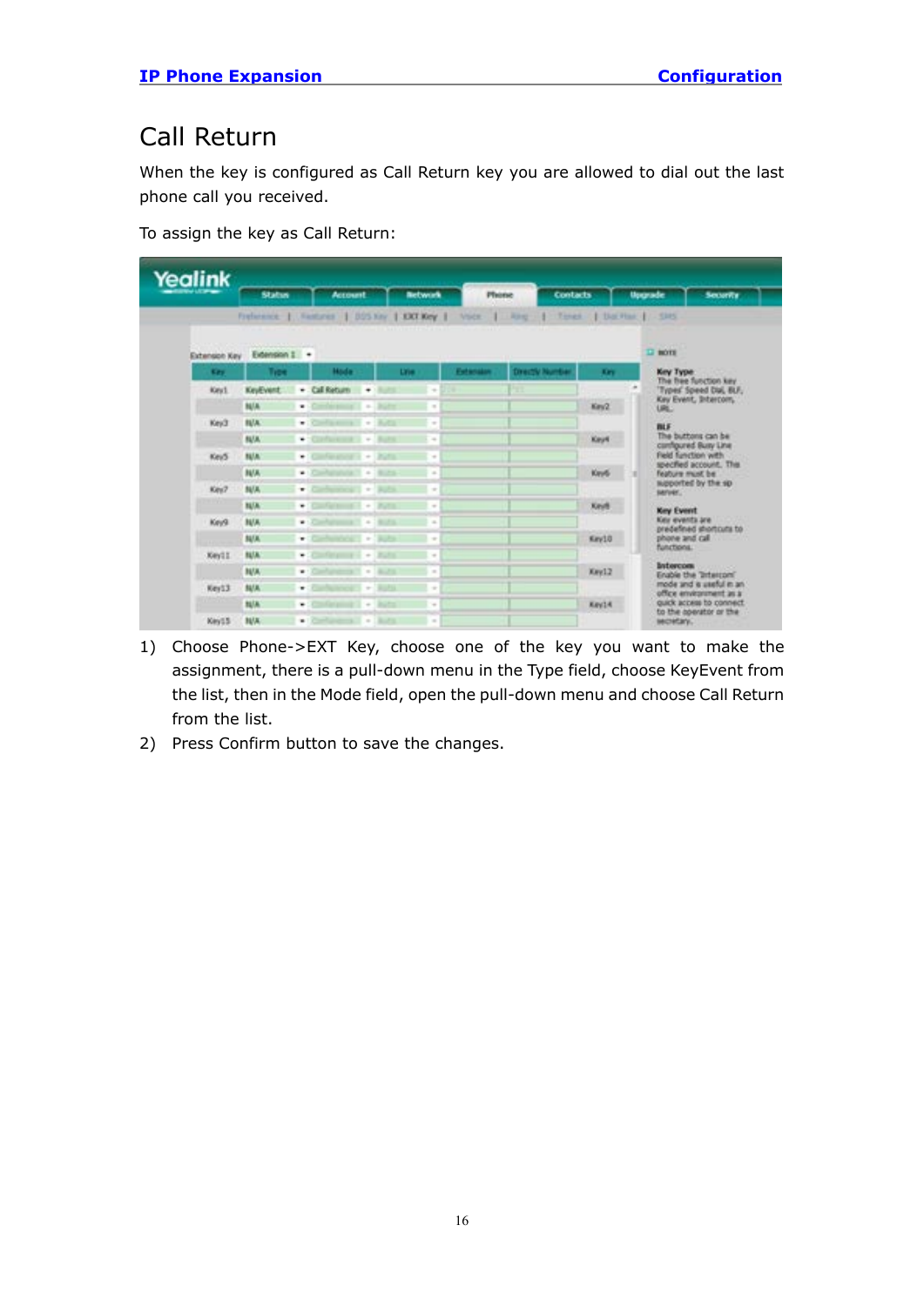# Call Return

When the key is configured as Call Return key you are allowed to dial out the last phone call you received.

To assign the key as Call Return:

1) Choose Phone->EXT Key, choose one of the key you want to make the assignment, there is a pull-down menu in the Type field, choose KeyEvent from the list, then in the Mode field, open the pull-down menu and choose Call Return from the list.
2) Press Confirm button to save the changes.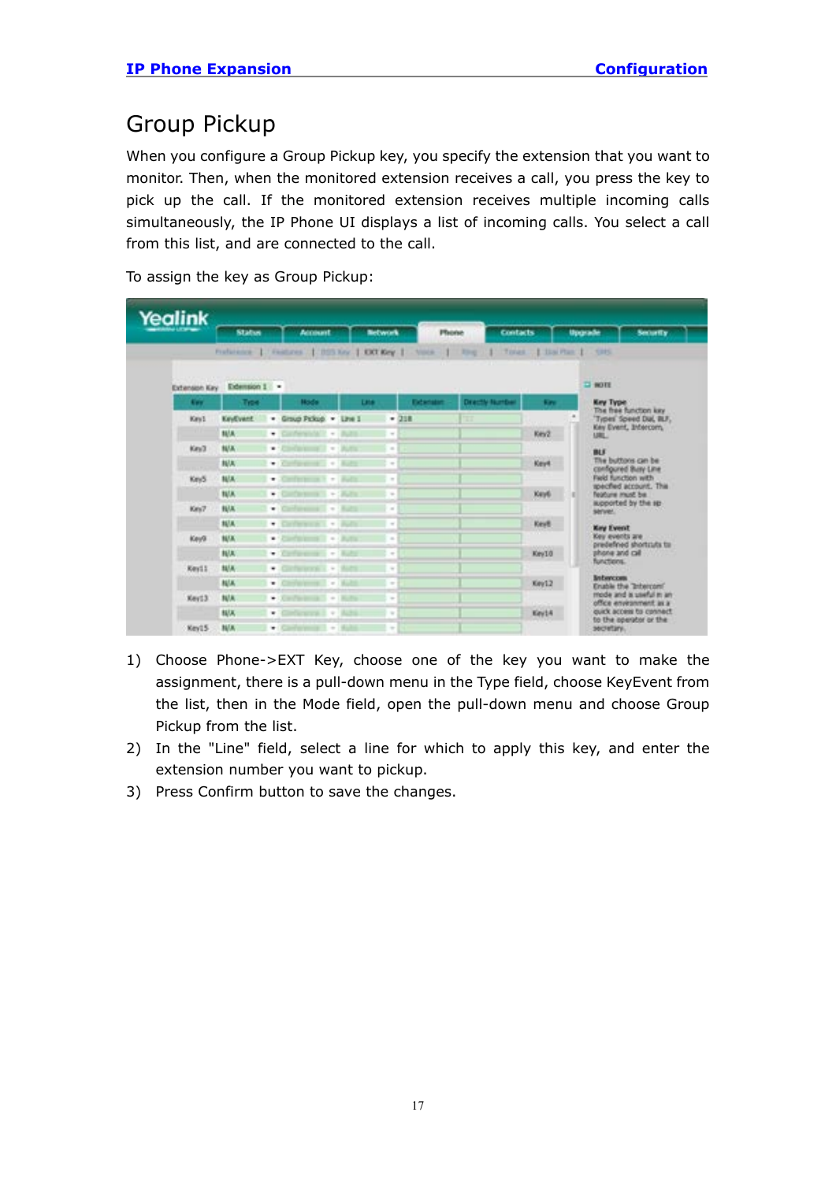# Group Pickup

When you configure a Group Pickup key, you specify the extension that you want to monitor. Then, when the monitored extension receives a call, you press the key to pick up the call. If the monitored extension receives multiple incoming calls simultaneously, the IP Phone UI displays a list of incoming calls. You select a call from this list, and are connected to the call.

To assign the key as Group Pickup:

1) Choose Phone->EXT Key, choose one of the key you want to make the assignment, there is a pull-down menu in the Type field, choose KeyEvent from the list, then in the Mode field, open the pull-down menu and choose Group Pickup from the list.
2) In the "Line" field, select a line for which to apply this key, and enter the extension number you want to pickup.
3) Press Confirm button to save the changes.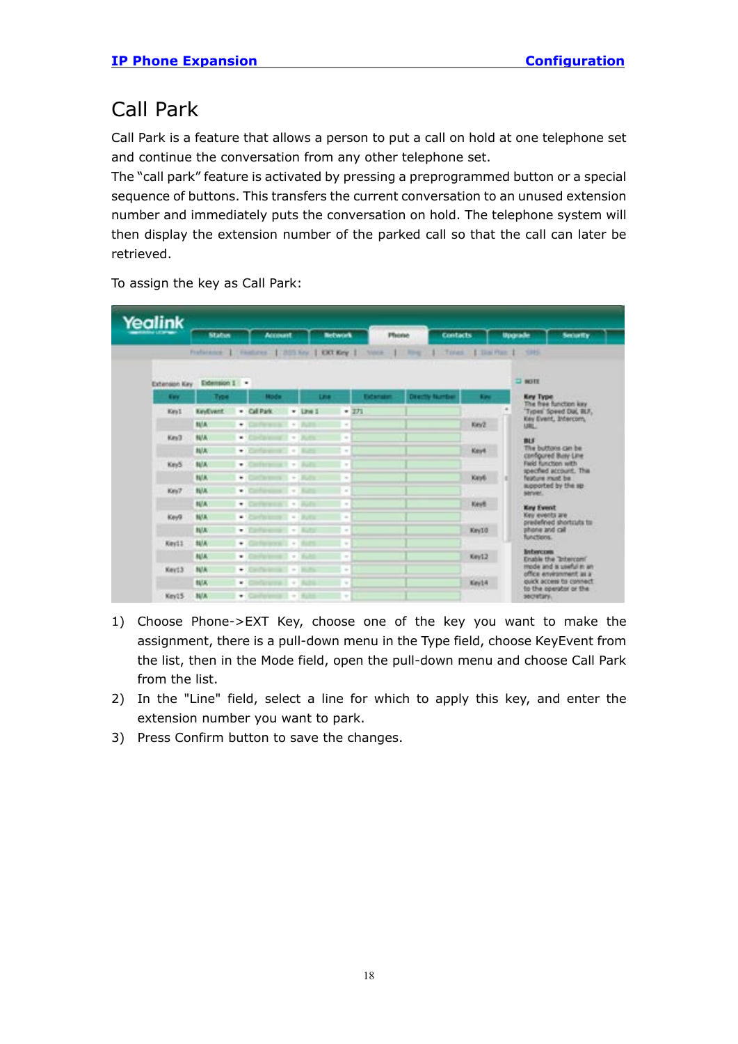# Call Park

Call Park is a feature that allows a person to put a call on hold at one telephone set and continue the conversation from any other telephone set.

The "call park" feature is activated by pressing a preprogrammed button or a special sequence of buttons. This transfers the current conversation to an unused extension number and immediately puts the conversation on hold. The telephone system will then display the extension number of the parked call so that the call can later be retrieved.

To assign the key as Call Park:

1) Choose Phone->EXT Key, choose one of the key you want to make the assignment, there is a pull-down menu in the Type field, choose KeyEvent from the list, then in the Mode field, open the pull-down menu and choose Call Park from the list.
2) In the "Line" field, select a line for which to apply this key, and enter the extension number you want to park.
3) Press Confirm button to save the changes.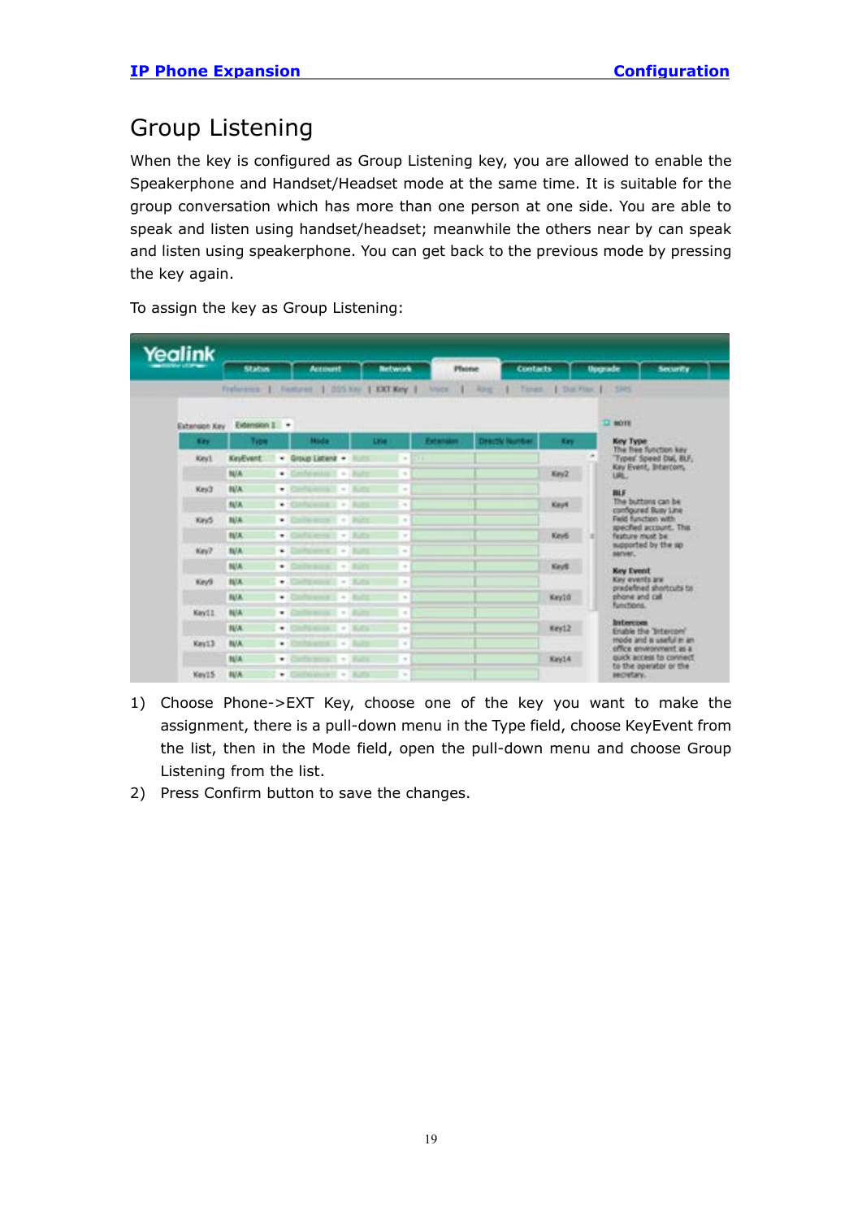# Group Listening

When the key is configured as Group Listening key, you are allowed to enable the Speakerphone and Handset/Headset mode at the same time. It is suitable for the group conversation which has more than one person at one side. You are able to speak and listen using handset/headset; meanwhile the others near by can speak and listen using speakerphone. You can get back to the previous mode by pressing the key again.

To assign the key as Group Listening:

1) Choose Phone->EXT Key, choose one of the key you want to make the assignment, there is a pull-down menu in the Type field, choose KeyEvent from the list, then in the Mode field, open the pull-down menu and choose Group Listening from the list.
2) Press Confirm button to save the changes.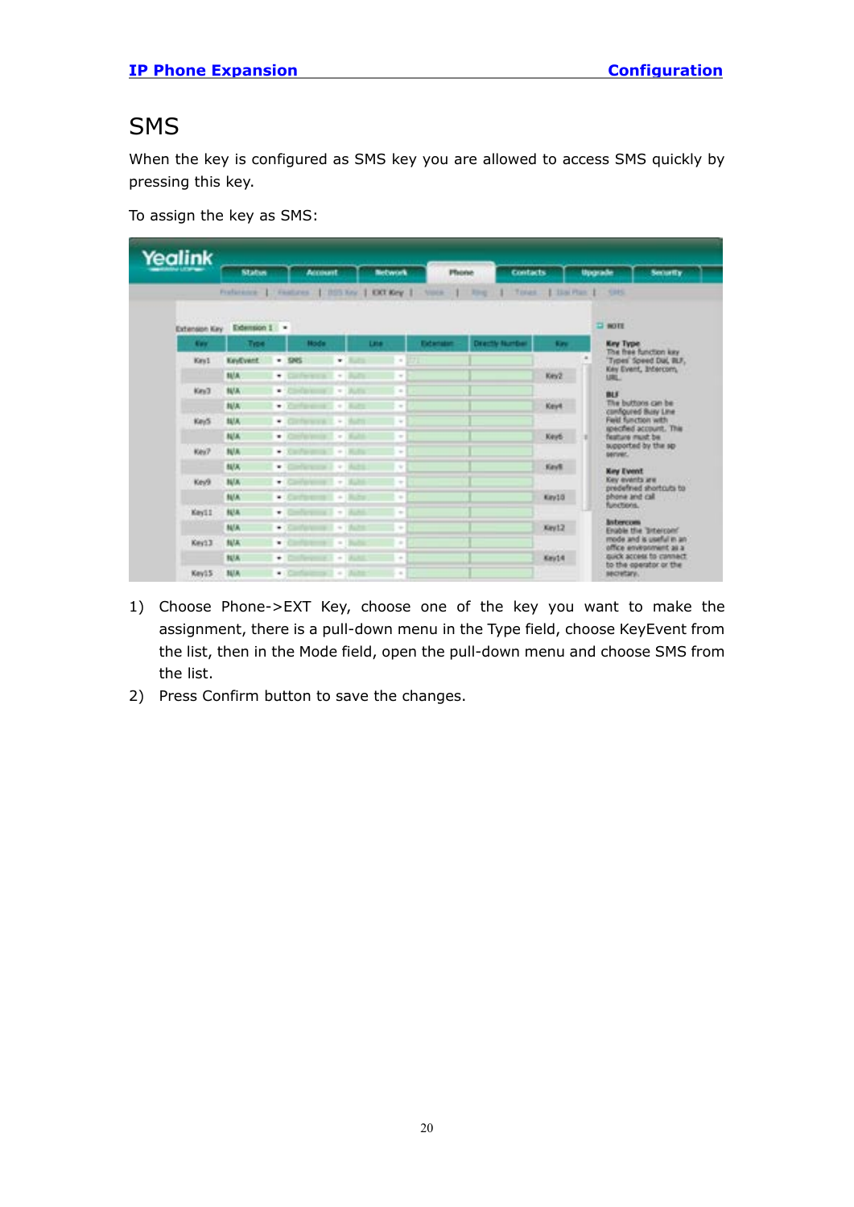# SMS

When the key is configured as SMS key you are allowed to access SMS quickly by pressing this key.

To assign the key as SMS:

1) Choose Phone->EXT Key, choose one of the key you want to make the assignment, there is a pull-down menu in the Type field, choose KeyEvent from the list, then in the Mode field, open the pull-down menu and choose SMS from the list.
2) Press Confirm button to save the changes.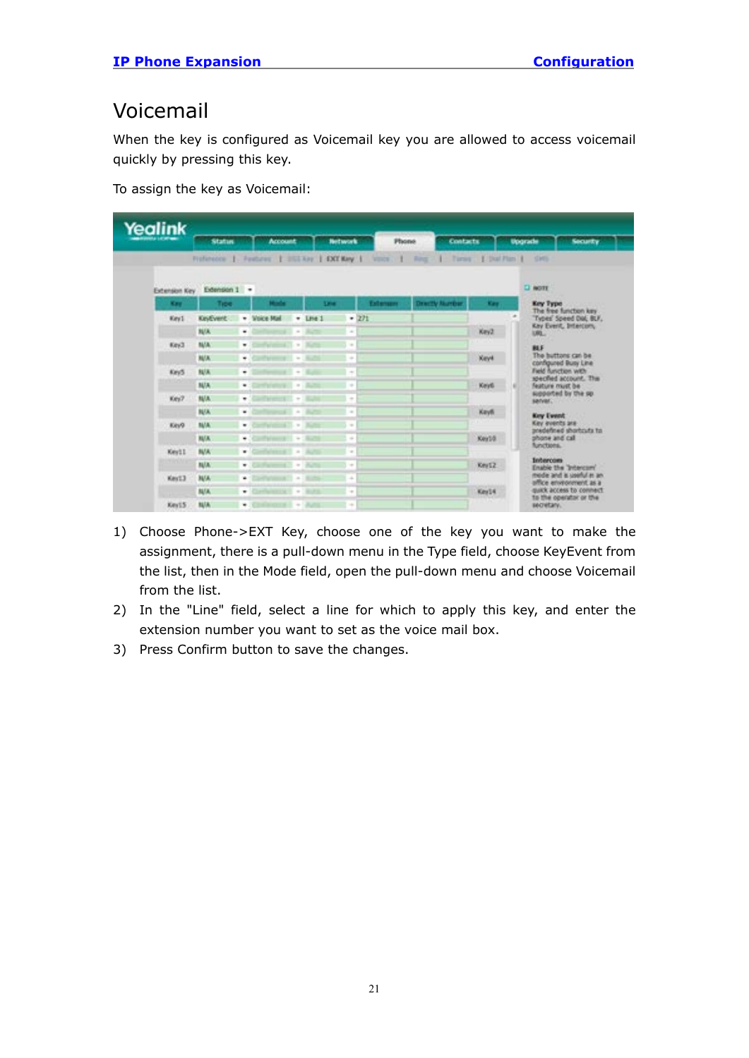# Voicemail

When the key is configured as Voicemail key you are allowed to access voicemail quickly by pressing this key.

To assign the key as Voicemail:

1) Choose Phone->EXT Key, choose one of the key you want to make the assignment, there is a pull-down menu in the Type field, choose KeyEvent from the list, then in the Mode field, open the pull-down menu and choose Voicemail from the list.
2) In the "Line" field, select a line for which to apply this key, and enter the extension number you want to set as the voice mail box.
3) Press Confirm button to save the changes.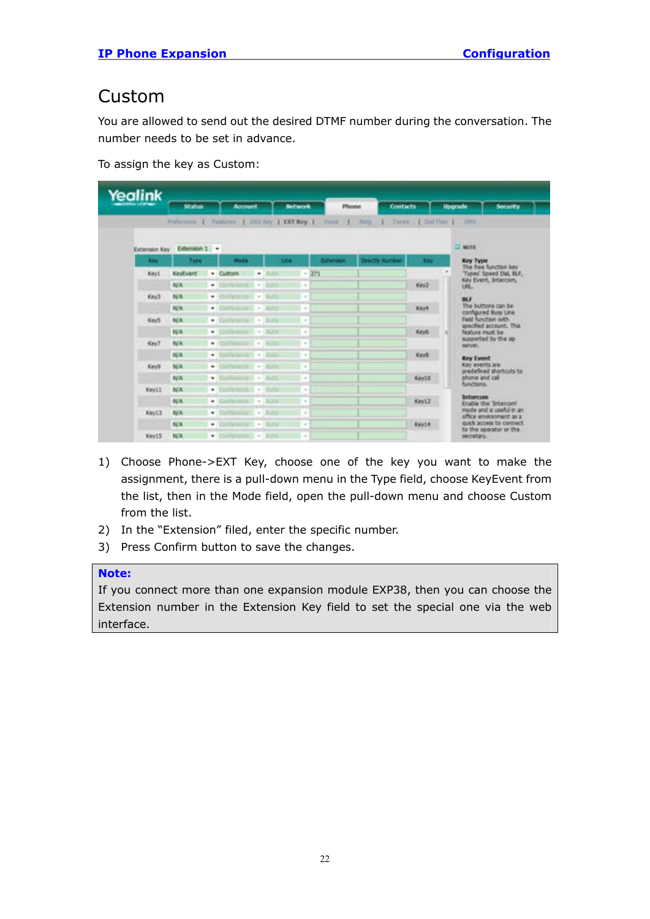## Custom

You are allowed to send out the desired DTMF number during the conversation. The number needs to be set in advance.

To assign the key as Custom:

1) Choose Phone->EXT Key, choose one of the key you want to make the assignment, there is a pull-down menu in the Type field, choose KeyEvent from the list, then in the Mode field, open the pull-down menu and choose Custom from the list.
2) In the "Extension" filed, enter the specific number.
3) Press Confirm button to save the changes.

**Note:**

If you connect more than one expansion module EXP38, then you can choose the Extension number in the Extension Key field to set the special one via the web interface.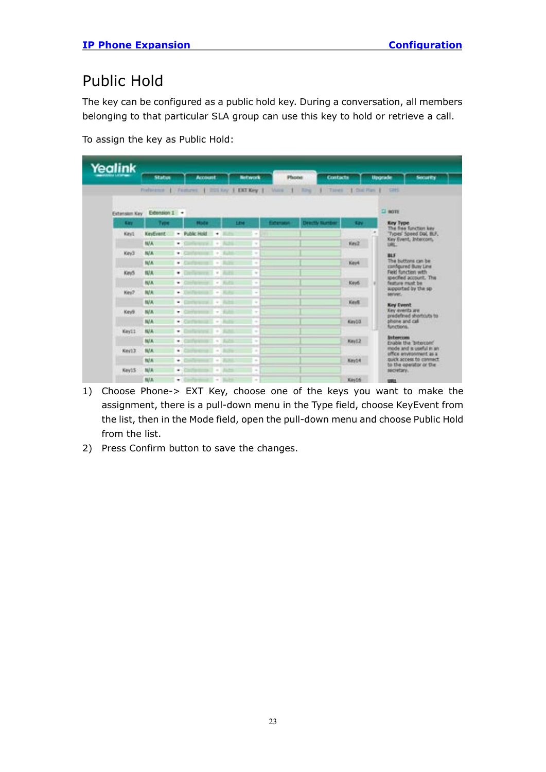# Public Hold

The key can be configured as a public hold key. During a conversation, all members belonging to that particular SLA group can use this key to hold or retrieve a call.

To assign the key as Public Hold:

1) Choose Phone-> EXT Key, choose one of the keys you want to make the assignment, there is a pull-down menu in the Type field, choose KeyEvent from the list, then in the Mode field, open the pull-down menu and choose Public Hold from the list.
2) Press Confirm button to save the changes.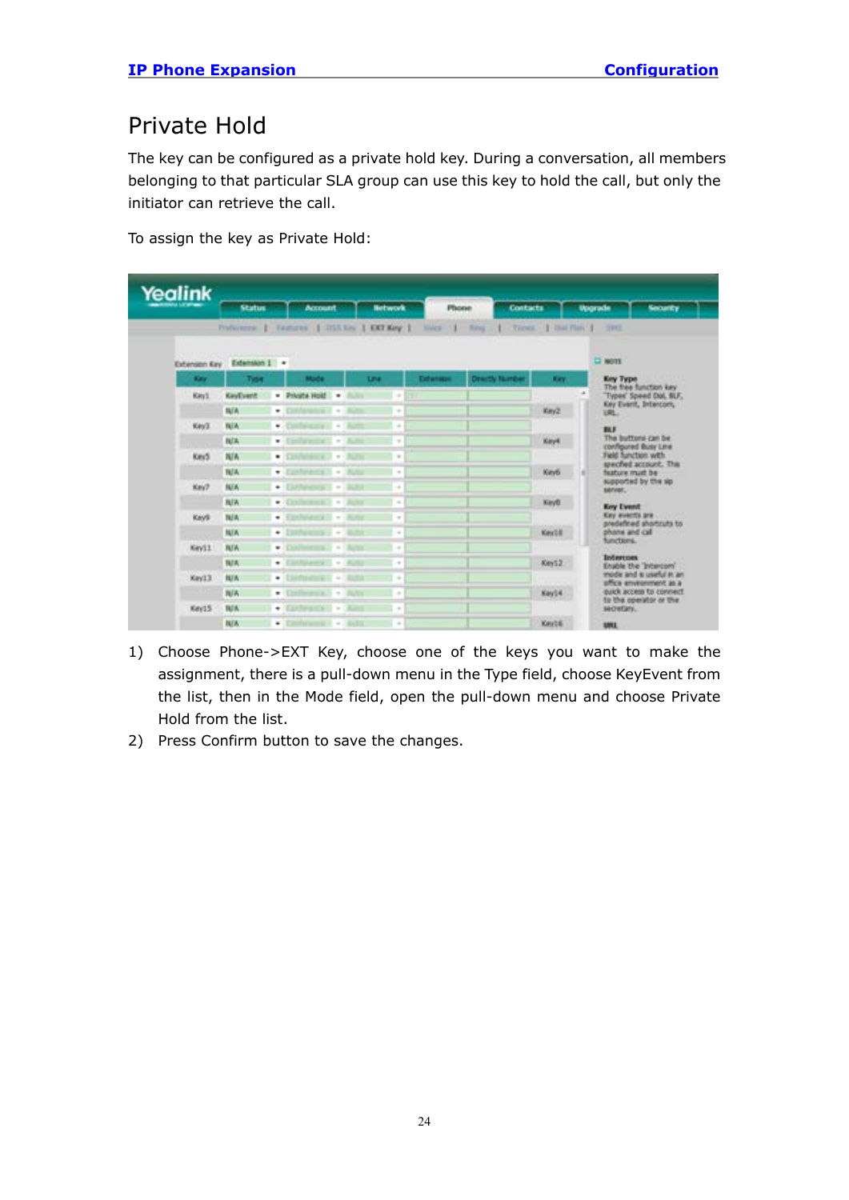## Private Hold

The key can be configured as a private hold key. During a conversation, all members belonging to that particular SLA group can use this key to hold the call, but only the initiator can retrieve the call.

To assign the key as Private Hold:

1) Choose Phone->EXT Key, choose one of the keys you want to make the assignment, there is a pull-down menu in the Type field, choose KeyEvent from the list, then in the Mode field, open the pull-down menu and choose Private Hold from the list.
2) Press Confirm button to save the changes.